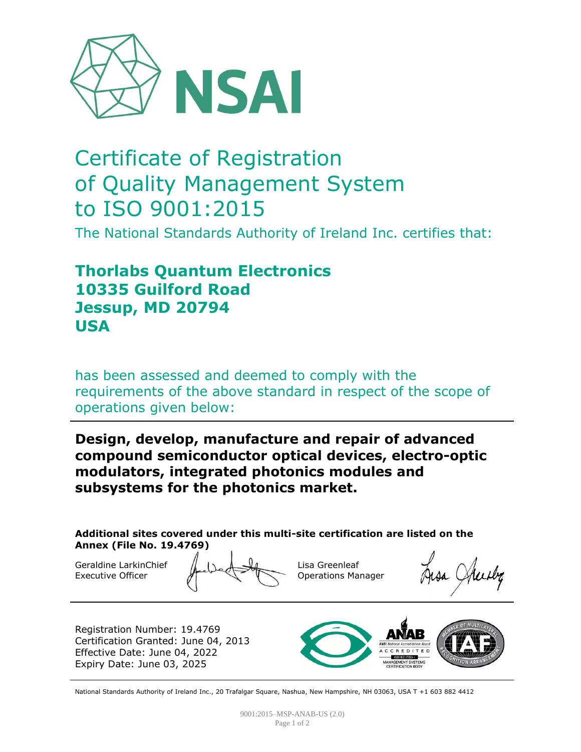NSAI

# Certificate of Registration of Quality Management System to ISO 9001:2015

The National Standards Authority of Ireland Inc. certifies that:

**Thorlabs Quantum Electronics**
**10335 Guilford Road**
**Jessup, MD 20794**
**USA**

has been assessed and deemed to comply with the requirements of the above standard in respect of the scope of operations given below:

**Design, develop, manufacture and repair of advanced compound semiconductor optical devices, electro-optic modulators, integrated photonics modules and subsystems for the photonics market.**

**Additional sites covered under this multi-site certification are listed on the Annex (File No. 19.4769)**

Geraldine LarkinChief
Executive Officer

Lisa Greenleaf
Operations Manager

Registration Number: 19.4769
Certification Granted: June 04, 2013
Effective Date: June 04, 2022
Expiry Date: June 03, 2025

ANAB — ANSI National Accreditation Board — ACCREDITED — ISO/IEC 17021-1 — MANAGEMENT SYSTEMS CERTIFICATION BODY

IAF — MEMBER OF MULTILATERAL RECOGNITION ARRANGEMENT

National Standards Authority of Ireland Inc., 20 Trafalgar Square, Nashua, New Hampshire, NH 03063, USA T +1 603 882 4412

9001:2015–MSP-ANAB-US (2.0)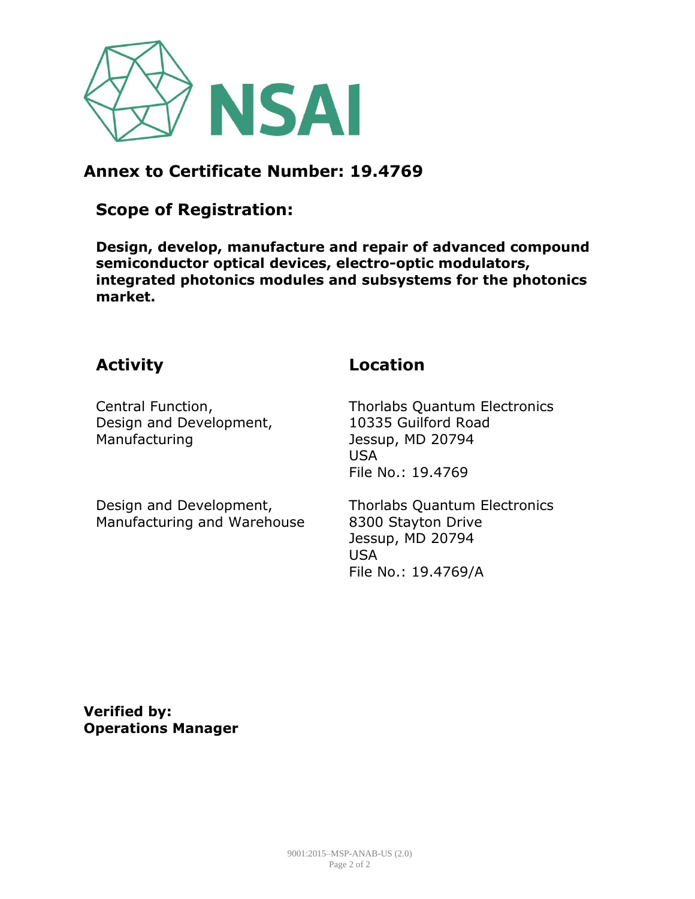NSAI

# Annex to Certificate Number: 19.4769

## Scope of Registration:

**Design, develop, manufacture and repair of advanced compound semiconductor optical devices, electro-optic modulators, integrated photonics modules and subsystems for the photonics market.**

| Activity | Location |
| --- | --- |
| Central Function,<br>Design and Development,<br>Manufacturing | Thorlabs Quantum Electronics<br>10335 Guilford Road<br>Jessup, MD 20794<br>USA<br>File No.: 19.4769 |
| Design and Development,<br>Manufacturing and Warehouse | Thorlabs Quantum Electronics<br>8300 Stayton Drive<br>Jessup, MD 20794<br>USA<br>File No.: 19.4769/A |

**Verified by:**
**Operations Manager**

9001:2015–MSP-ANAB-US (2.0)